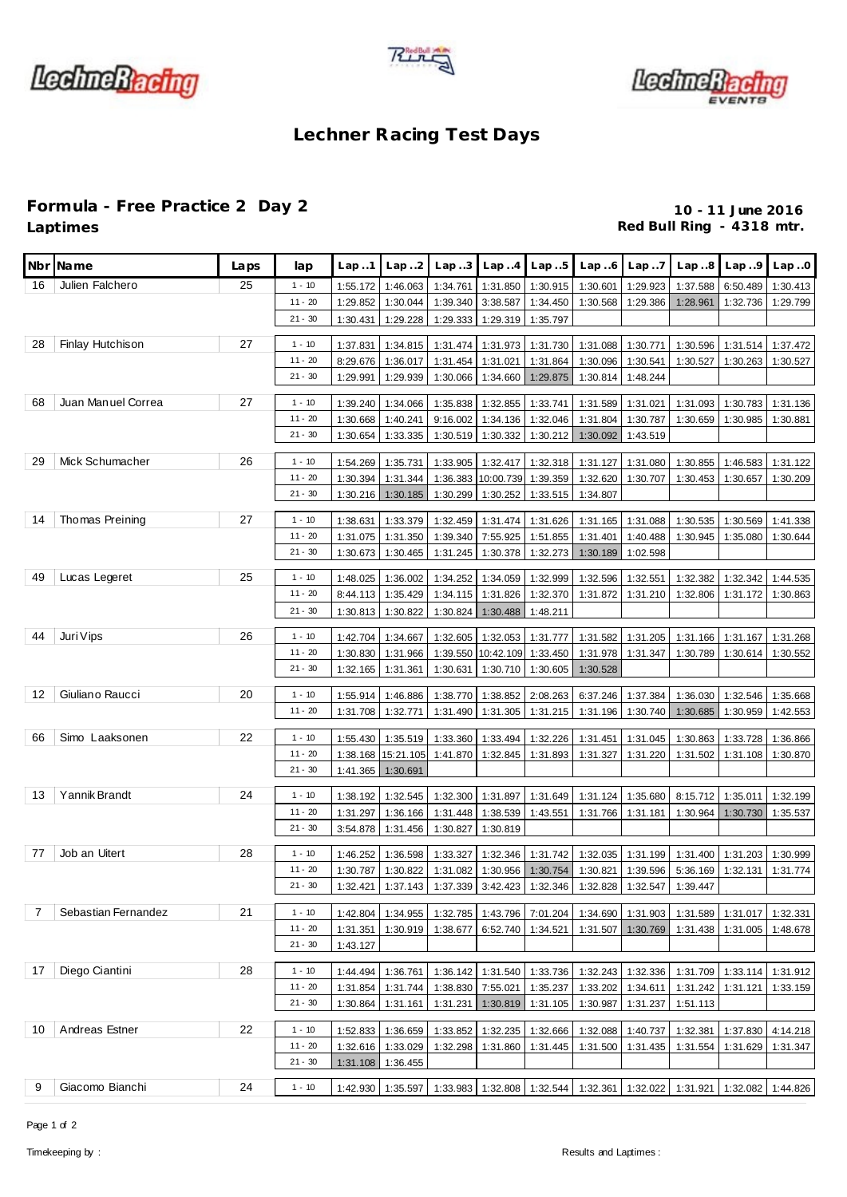# Lechner Racing Test Days

## Formula - Free Practice 2 Day 2

**Laptimes**

**10 - 11 June 2016**
**Red Bull Ring - 4318 mtr.**

| Nbr | Name | Laps | lap | Lap..1 | Lap..2 | Lap..3 | Lap..4 | Lap..5 | Lap..6 | Lap..7 | Lap..8 | Lap..9 | Lap..0 |
|---|---|---|---|---|---|---|---|---|---|---|---|---|---|
| 16 | Julien Falchero | 25 | 1 - 10 | 1:55.172 | 1:46.063 | 1:34.761 | 1:31.850 | 1:30.915 | 1:30.601 | 1:29.923 | 1:37.588 | 6:50.489 | 1:30.413 |
| | | | 11 - 20 | 1:29.852 | 1:30.044 | 1:39.340 | 3:38.587 | 1:34.450 | 1:30.568 | 1:29.386 | 1:28.961 | 1:32.736 | 1:29.799 |
| | | | 21 - 30 | 1:30.431 | 1:29.228 | 1:29.333 | 1:29.319 | 1:35.797 | | | | | |
| 28 | Finlay Hutchison | 27 | 1 - 10 | 1:37.831 | 1:34.815 | 1:31.474 | 1:31.973 | 1:31.730 | 1:31.088 | 1:30.771 | 1:30.596 | 1:31.514 | 1:37.472 |
| | | | 11 - 20 | 8:29.676 | 1:36.017 | 1:31.454 | 1:31.021 | 1:31.864 | 1:30.096 | 1:30.541 | 1:30.527 | 1:30.263 | 1:30.527 |
| | | | 21 - 30 | 1:29.991 | 1:29.939 | 1:30.066 | 1:34.660 | 1:29.875 | 1:30.814 | 1:48.244 | | | |
| 68 | Juan Manuel Correa | 27 | 1 - 10 | 1:39.240 | 1:34.066 | 1:35.838 | 1:32.855 | 1:33.741 | 1:31.589 | 1:31.021 | 1:31.093 | 1:30.783 | 1:31.136 |
| | | | 11 - 20 | 1:30.668 | 1:40.241 | 9:16.002 | 1:34.136 | 1:32.046 | 1:31.804 | 1:30.787 | 1:30.659 | 1:30.985 | 1:30.881 |
| | | | 21 - 30 | 1:30.654 | 1:33.335 | 1:30.519 | 1:30.332 | 1:30.212 | 1:30.092 | 1:43.519 | | | |
| 29 | Mick Schumacher | 26 | 1 - 10 | 1:54.269 | 1:35.731 | 1:33.905 | 1:32.417 | 1:32.318 | 1:31.127 | 1:31.080 | 1:30.855 | 1:46.583 | 1:31.122 |
| | | | 11 - 20 | 1:30.394 | 1:31.344 | 1:36.383 | 10:00.739 | 1:39.359 | 1:32.620 | 1:30.707 | 1:30.453 | 1:30.657 | 1:30.209 |
| | | | 21 - 30 | 1:30.216 | 1:30.185 | 1:30.299 | 1:30.252 | 1:33.515 | 1:34.807 | | | | |
| 14 | Thomas Preining | 27 | 1 - 10 | 1:38.631 | 1:33.379 | 1:32.459 | 1:31.474 | 1:31.626 | 1:31.165 | 1:31.088 | 1:30.535 | 1:30.569 | 1:41.338 |
| | | | 11 - 20 | 1:31.075 | 1:31.350 | 1:39.340 | 7:55.925 | 1:51.855 | 1:31.401 | 1:40.488 | 1:30.945 | 1:35.080 | 1:30.644 |
| | | | 21 - 30 | 1:30.673 | 1:30.465 | 1:31.245 | 1:30.378 | 1:32.273 | 1:30.189 | 1:02.598 | | | |
| 49 | Lucas Legeret | 25 | 1 - 10 | 1:48.025 | 1:36.002 | 1:34.252 | 1:34.059 | 1:32.999 | 1:32.596 | 1:32.551 | 1:32.382 | 1:32.342 | 1:44.535 |
| | | | 11 - 20 | 8:44.113 | 1:35.429 | 1:34.115 | 1:31.826 | 1:32.370 | 1:31.872 | 1:31.210 | 1:32.806 | 1:31.172 | 1:30.863 |
| | | | 21 - 30 | 1:30.813 | 1:30.822 | 1:30.824 | 1:30.488 | 1:48.211 | | | | | |
| 44 | Juri Vips | 26 | 1 - 10 | 1:42.704 | 1:34.667 | 1:32.605 | 1:32.053 | 1:31.777 | 1:31.582 | 1:31.205 | 1:31.166 | 1:31.167 | 1:31.268 |
| | | | 11 - 20 | 1:30.830 | 1:31.966 | 1:39.550 | 10:42.109 | 1:33.450 | 1:31.978 | 1:31.347 | 1:30.789 | 1:30.614 | 1:30.552 |
| | | | 21 - 30 | 1:32.165 | 1:31.361 | 1:30.631 | 1:30.710 | 1:30.605 | 1:30.528 | | | | |
| 12 | Giuliano Raucci | 20 | 1 - 10 | 1:55.914 | 1:46.886 | 1:38.770 | 1:38.852 | 2:08.263 | 6:37.246 | 1:37.384 | 1:36.030 | 1:32.546 | 1:35.668 |
| | | | 11 - 20 | 1:31.708 | 1:32.771 | 1:31.490 | 1:31.305 | 1:31.215 | 1:31.196 | 1:30.740 | 1:30.685 | 1:30.959 | 1:42.553 |
| 66 | Simo Laaksonen | 22 | 1 - 10 | 1:55.430 | 1:35.519 | 1:33.360 | 1:33.494 | 1:32.226 | 1:31.451 | 1:31.045 | 1:30.863 | 1:33.728 | 1:36.866 |
| | | | 11 - 20 | 1:38.168 | 15:21.105 | 1:41.870 | 1:32.845 | 1:31.893 | 1:31.327 | 1:31.220 | 1:31.502 | 1:31.108 | 1:30.870 |
| | | | 21 - 30 | 1:41.365 | 1:30.691 | | | | | | | | |
| 13 | Yannik Brandt | 24 | 1 - 10 | 1:38.192 | 1:32.545 | 1:32.300 | 1:31.897 | 1:31.649 | 1:31.124 | 1:35.680 | 8:15.712 | 1:35.011 | 1:32.199 |
| | | | 11 - 20 | 1:31.297 | 1:36.166 | 1:31.448 | 1:38.539 | 1:43.551 | 1:31.766 | 1:31.181 | 1:30.964 | 1:30.730 | 1:35.537 |
| | | | 21 - 30 | 3:54.878 | 1:31.456 | 1:30.827 | 1:30.819 | | | | | | |
| 77 | Job an Uitert | 28 | 1 - 10 | 1:46.252 | 1:36.598 | 1:33.327 | 1:32.346 | 1:31.742 | 1:32.035 | 1:31.199 | 1:31.400 | 1:31.203 | 1:30.999 |
| | | | 11 - 20 | 1:30.787 | 1:30.822 | 1:31.082 | 1:30.956 | 1:30.754 | 1:30.821 | 1:39.596 | 5:36.169 | 1:32.131 | 1:31.774 |
| | | | 21 - 30 | 1:32.421 | 1:37.143 | 1:37.339 | 3:42.423 | 1:32.346 | 1:32.828 | 1:32.547 | 1:39.447 | | |
| 7 | Sebastian Fernandez | 21 | 1 - 10 | 1:42.804 | 1:34.955 | 1:32.785 | 1:43.796 | 7:01.204 | 1:34.690 | 1:31.903 | 1:31.589 | 1:31.017 | 1:32.331 |
| | | | 11 - 20 | 1:31.351 | 1:30.919 | 1:38.677 | 6:52.740 | 1:34.521 | 1:31.507 | 1:30.769 | 1:31.438 | 1:31.005 | 1:48.678 |
| | | | 21 - 30 | 1:43.127 | | | | | | | | | |
| 17 | Diego Ciantini | 28 | 1 - 10 | 1:44.494 | 1:36.761 | 1:36.142 | 1:31.540 | 1:33.736 | 1:32.243 | 1:32.336 | 1:31.709 | 1:33.114 | 1:31.912 |
| | | | 11 - 20 | 1:31.854 | 1:31.744 | 1:38.830 | 7:55.021 | 1:35.237 | 1:33.202 | 1:34.611 | 1:31.242 | 1:31.121 | 1:33.159 |
| | | | 21 - 30 | 1:30.864 | 1:31.161 | 1:31.231 | 1:30.819 | 1:31.105 | 1:30.987 | 1:31.237 | 1:51.113 | | |
| 10 | Andreas Estner | 22 | 1 - 10 | 1:52.833 | 1:36.659 | 1:33.852 | 1:32.235 | 1:32.666 | 1:32.088 | 1:40.737 | 1:32.381 | 1:37.830 | 4:14.218 |
| | | | 11 - 20 | 1:32.616 | 1:33.029 | 1:32.298 | 1:31.860 | 1:31.445 | 1:31.500 | 1:31.435 | 1:31.554 | 1:31.629 | 1:31.347 |
| | | | 21 - 30 | 1:31.108 | 1:36.455 | | | | | | | | |
| 9 | Giacomo Bianchi | 24 | 1 - 10 | 1:42.930 | 1:35.597 | 1:33.983 | 1:32.808 | 1:32.544 | 1:32.361 | 1:32.022 | 1:31.921 | 1:32.082 | 1:44.826 |

Timekeeping by :

Results and Laptimes :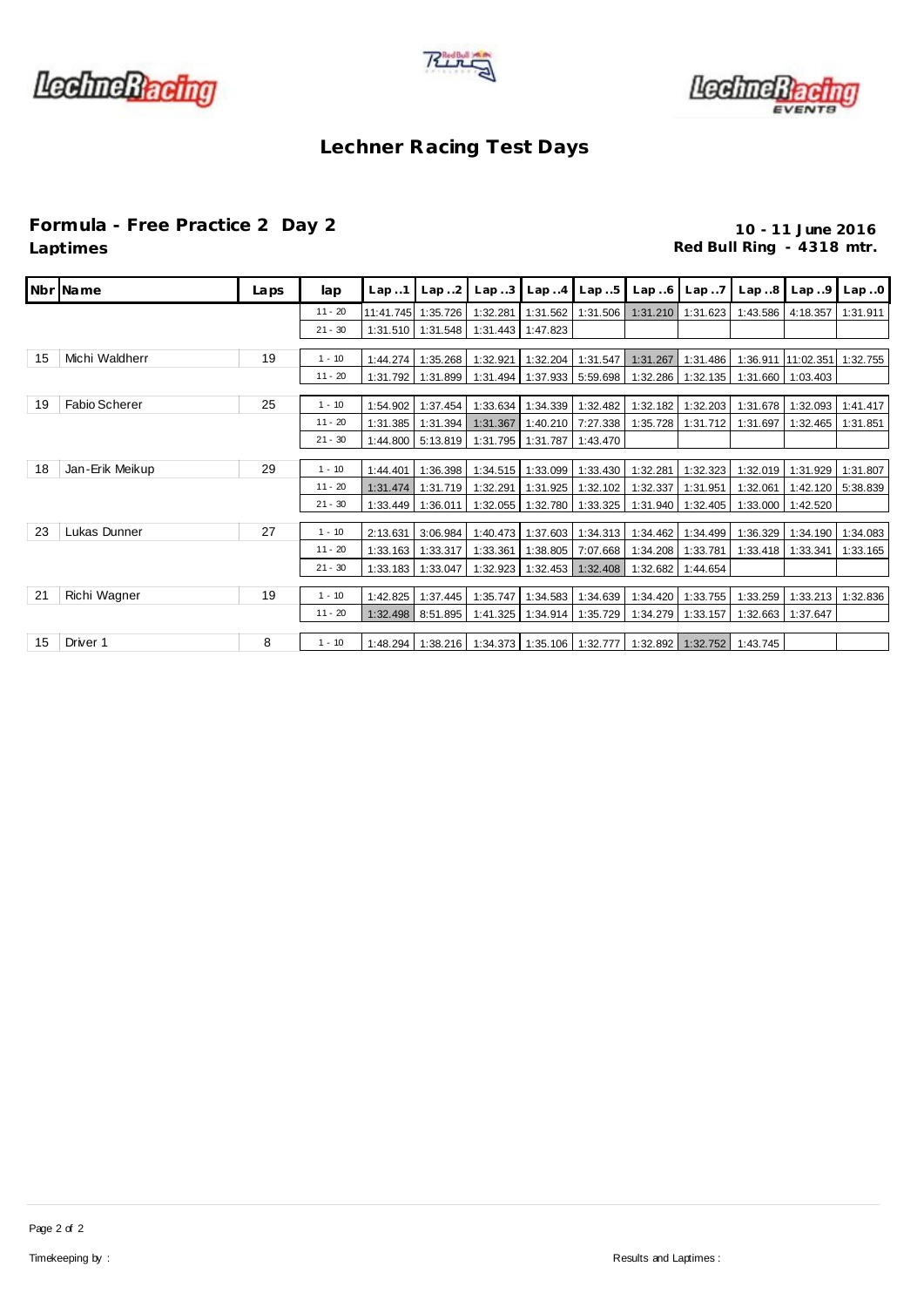# Lechner Racing Test Days

## Formula - Free Practice 2 Day 2

**Laptimes**

**10 - 11 June 2016**
**Red Bull Ring - 4318 mtr.**

| Nbr | Name | Laps | lap | Lap ..1 | Lap ..2 | Lap ..3 | Lap ..4 | Lap ..5 | Lap ..6 | Lap ..7 | Lap ..8 | Lap ..9 | Lap ..0 |
|---|---|---|---|---|---|---|---|---|---|---|---|---|---|
| | | | 11 - 20 | 11:41.745 | 1:35.726 | 1:32.281 | 1:31.562 | 1:31.506 | 1:31.210 | 1:31.623 | 1:43.586 | 4:18.357 | 1:31.911 |
| | | | 21 - 30 | 1:31.510 | 1:31.548 | 1:31.443 | 1:47.823 | | | | | | |
| 15 | Michi Waldherr | 19 | 1 - 10 | 1:44.274 | 1:35.268 | 1:32.921 | 1:32.204 | 1:31.547 | 1:31.267 | 1:31.486 | 1:36.911 | 11:02.351 | 1:32.755 |
| | | | 11 - 20 | 1:31.792 | 1:31.899 | 1:31.494 | 1:37.933 | 5:59.698 | 1:32.286 | 1:32.135 | 1:31.660 | 1:03.403 | |
| 19 | Fabio Scherer | 25 | 1 - 10 | 1:54.902 | 1:37.454 | 1:33.634 | 1:34.339 | 1:32.482 | 1:32.182 | 1:32.203 | 1:31.678 | 1:32.093 | 1:41.417 |
| | | | 11 - 20 | 1:31.385 | 1:31.394 | 1:31.367 | 1:40.210 | 7:27.338 | 1:35.728 | 1:31.712 | 1:31.697 | 1:32.465 | 1:31.851 |
| | | | 21 - 30 | 1:44.800 | 5:13.819 | 1:31.795 | 1:31.787 | 1:43.470 | | | | | |
| 18 | Jan-Erik Meikup | 29 | 1 - 10 | 1:44.401 | 1:36.398 | 1:34.515 | 1:33.099 | 1:33.430 | 1:32.281 | 1:32.323 | 1:32.019 | 1:31.929 | 1:31.807 |
| | | | 11 - 20 | 1:31.474 | 1:31.719 | 1:32.291 | 1:31.925 | 1:32.102 | 1:32.337 | 1:31.951 | 1:32.061 | 1:42.120 | 5:38.839 |
| | | | 21 - 30 | 1:33.449 | 1:36.011 | 1:32.055 | 1:32.780 | 1:33.325 | 1:31.940 | 1:32.405 | 1:33.000 | 1:42.520 | |
| 23 | Lukas Dunner | 27 | 1 - 10 | 2:13.631 | 3:06.984 | 1:40.473 | 1:37.603 | 1:34.313 | 1:34.462 | 1:34.499 | 1:36.329 | 1:34.190 | 1:34.083 |
| | | | 11 - 20 | 1:33.163 | 1:33.317 | 1:33.361 | 1:38.805 | 7:07.668 | 1:34.208 | 1:33.781 | 1:33.418 | 1:33.341 | 1:33.165 |
| | | | 21 - 30 | 1:33.183 | 1:33.047 | 1:32.923 | 1:32.453 | 1:32.408 | 1:32.682 | 1:44.654 | | | |
| 21 | Richi Wagner | 19 | 1 - 10 | 1:42.825 | 1:37.445 | 1:35.747 | 1:34.583 | 1:34.639 | 1:34.420 | 1:33.755 | 1:33.259 | 1:33.213 | 1:32.836 |
| | | | 11 - 20 | 1:32.498 | 8:51.895 | 1:41.325 | 1:34.914 | 1:35.729 | 1:34.279 | 1:33.157 | 1:32.663 | 1:37.647 | |
| 15 | Driver 1 | 8 | 1 - 10 | 1:48.294 | 1:38.216 | 1:34.373 | 1:35.106 | 1:32.777 | 1:32.892 | 1:32.752 | 1:43.745 | | |

Timekeeping by :

Results and Laptimes :